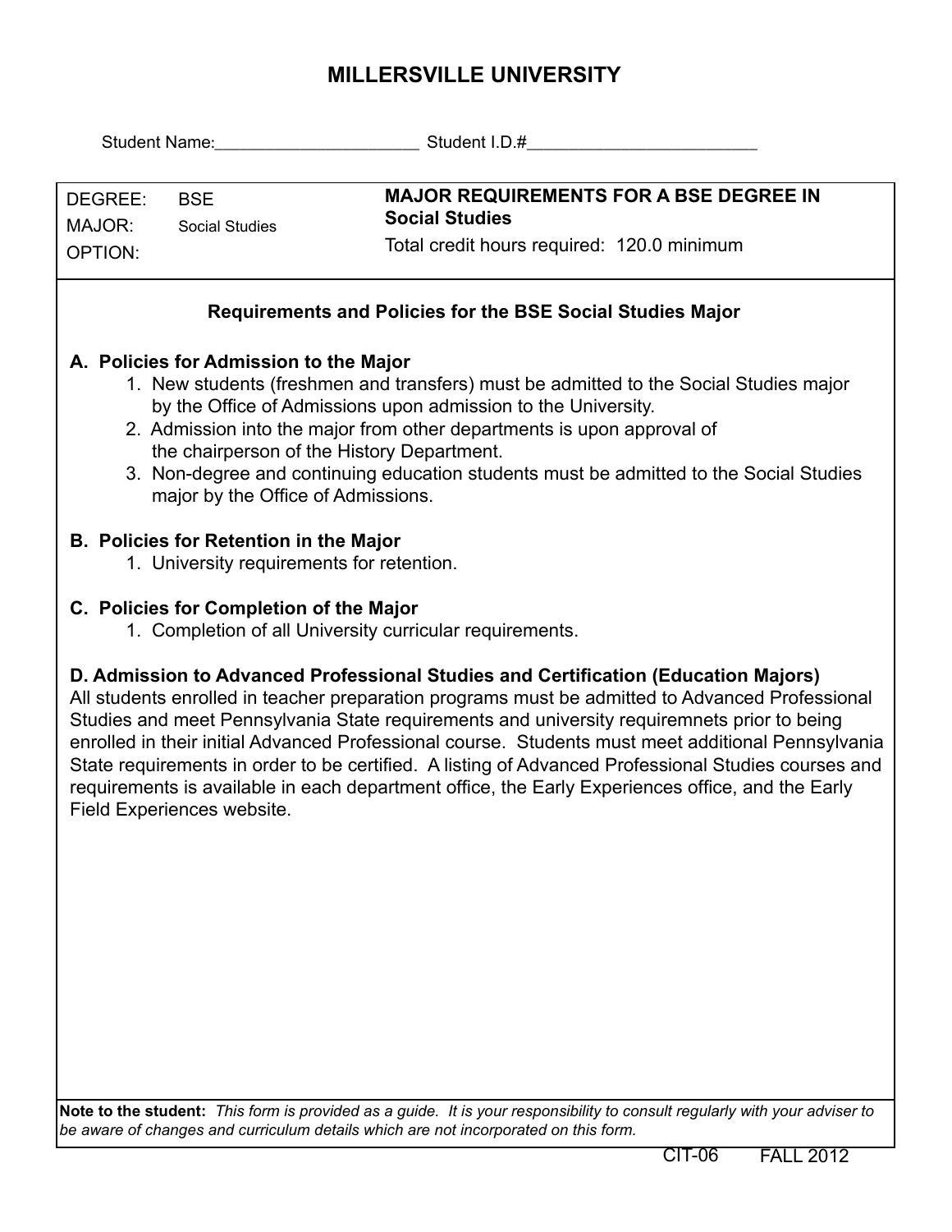# MILLERSVILLE UNIVERSITY

Student Name:______________________ Student I.D.#________________________

| | | |
|---|---|---|
| DEGREE: | BSE | **MAJOR REQUIREMENTS FOR A BSE DEGREE IN Social Studies** |
| MAJOR: | Social Studies | Total credit hours required: 120.0 minimum |
| OPTION: | | |

### Requirements and Policies for the BSE Social Studies Major

**A. Policies for Admission to the Major**

1. New students (freshmen and transfers) must be admitted to the Social Studies major by the Office of Admissions upon admission to the University.
2. Admission into the major from other departments is upon approval of the chairperson of the History Department.
3. Non-degree and continuing education students must be admitted to the Social Studies major by the Office of Admissions.

**B. Policies for Retention in the Major**

1. University requirements for retention.

**C. Policies for Completion of the Major**

1. Completion of all University curricular requirements.

**D. Admission to Advanced Professional Studies and Certification (Education Majors)**

All students enrolled in teacher preparation programs must be admitted to Advanced Professional Studies and meet Pennsylvania State requirements and university requiremnets prior to being enrolled in their initial Advanced Professional course. Students must meet additional Pennsylvania State requirements in order to be certified. A listing of Advanced Professional Studies courses and requirements is available in each department office, the Early Experiences office, and the Early Field Experiences website.

**Note to the student:** *This form is provided as a guide. It is your responsibility to consult regularly with your adviser to be aware of changes and curriculum details which are not incorporated on this form.*

CIT-06 FALL 2012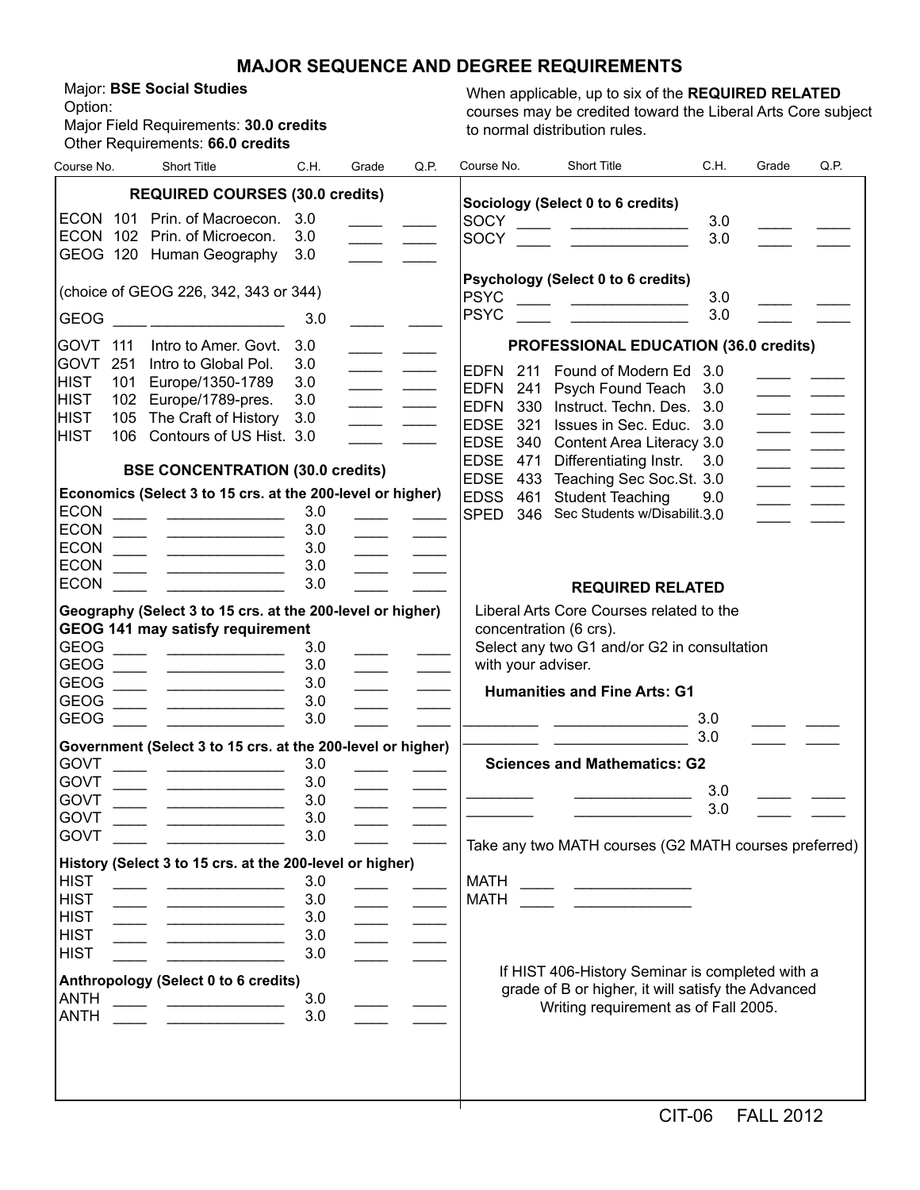# MAJOR SEQUENCE AND DEGREE REQUIREMENTS

Major: **BSE Social Studies**
Option:
Major Field Requirements: **30.0 credits**
Other Requirements: **66.0 credits**

When applicable, up to six of the **REQUIRED RELATED** courses may be credited toward the Liberal Arts Core subject to normal distribution rules.

## REQUIRED COURSES (30.0 credits)

| Course No. | Short Title | C.H. | Grade | Q.P. |
|---|---|---|---|---|
| ECON 101 | Prin. of Macroecon. | 3.0 | ____ | ____ |
| ECON 102 | Prin. of Microecon. | 3.0 | ____ | ____ |
| GEOG 120 | Human Geography | 3.0 | ____ | ____ |
| (choice of GEOG 226, 342, 343 or 344) | | | | |
| GEOG ____ | ________________ | 3.0 | ____ | ____ |
| GOVT 111 | Intro to Amer. Govt. | 3.0 | ____ | ____ |
| GOVT 251 | Intro to Global Pol. | 3.0 | ____ | ____ |
| HIST 101 | Europe/1350-1789 | 3.0 | ____ | ____ |
| HIST 102 | Europe/1789-pres. | 3.0 | ____ | ____ |
| HIST 105 | The Craft of History | 3.0 | ____ | ____ |
| HIST 106 | Contours of US Hist. | 3.0 | ____ | ____ |

## BSE CONCENTRATION (30.0 credits)

**Economics (Select 3 to 15 crs. at the 200-level or higher)**

| Course No. | Short Title | C.H. | Grade | Q.P. |
|---|---|---|---|---|
| ECON ____ | ______________ | 3.0 | ____ | ____ |
| ECON ____ | ______________ | 3.0 | ____ | ____ |
| ECON ____ | ______________ | 3.0 | ____ | ____ |
| ECON ____ | ______________ | 3.0 | ____ | ____ |
| ECON ____ | ______________ | 3.0 | ____ | ____ |

**Geography (Select 3 to 15 crs. at the 200-level or higher)**
**GEOG 141 may satisfy requirement**

| Course No. | Short Title | C.H. | Grade | Q.P. |
|---|---|---|---|---|
| GEOG ____ | ______________ | 3.0 | ____ | ____ |
| GEOG ____ | ______________ | 3.0 | ____ | ____ |
| GEOG ____ | ______________ | 3.0 | ____ | ____ |
| GEOG ____ | ______________ | 3.0 | ____ | ____ |
| GEOG ____ | ______________ | 3.0 | ____ | ____ |

**Government (Select 3 to 15 crs. at the 200-level or higher)**

| Course No. | Short Title | C.H. | Grade | Q.P. |
|---|---|---|---|---|
| GOVT ____ | ______________ | 3.0 | ____ | ____ |
| GOVT ____ | ______________ | 3.0 | ____ | ____ |
| GOVT ____ | ______________ | 3.0 | ____ | ____ |
| GOVT ____ | ______________ | 3.0 | ____ | ____ |
| GOVT ____ | ______________ | 3.0 | ____ | ____ |

**History (Select 3 to 15 crs. at the 200-level or higher)**

| Course No. | Short Title | C.H. | Grade | Q.P. |
|---|---|---|---|---|
| HIST ____ | ______________ | 3.0 | ____ | ____ |
| HIST ____ | ______________ | 3.0 | ____ | ____ |
| HIST ____ | ______________ | 3.0 | ____ | ____ |
| HIST ____ | ______________ | 3.0 | ____ | ____ |
| HIST ____ | ______________ | 3.0 | ____ | ____ |

**Anthropology (Select 0 to 6 credits)**

| Course No. | Short Title | C.H. | Grade | Q.P. |
|---|---|---|---|---|
| ANTH ____ | ______________ | 3.0 | ____ | ____ |
| ANTH ____ | ______________ | 3.0 | ____ | ____ |

**Sociology (Select 0 to 6 credits)**

| Course No. | Short Title | C.H. | Grade | Q.P. |
|---|---|---|---|---|
| SOCY ____ | ______________ | 3.0 | ____ | ____ |
| SOCY ____ | ______________ | 3.0 | ____ | ____ |

**Psychology (Select 0 to 6 credits)**

| Course No. | Short Title | C.H. | Grade | Q.P. |
|---|---|---|---|---|
| PSYC ____ | ______________ | 3.0 | ____ | ____ |
| PSYC ____ | ______________ | 3.0 | ____ | ____ |

## PROFESSIONAL EDUCATION (36.0 credits)

| Course No. | Short Title | C.H. | Grade | Q.P. |
|---|---|---|---|---|
| EDFN 211 | Found of Modern Ed | 3.0 | ____ | ____ |
| EDFN 241 | Psych Found Teach | 3.0 | ____ | ____ |
| EDFN 330 | Instruct. Techn. Des. | 3.0 | ____ | ____ |
| EDSE 321 | Issues in Sec. Educ. | 3.0 | ____ | ____ |
| EDSE 340 | Content Area Literacy | 3.0 | ____ | ____ |
| EDSE 471 | Differentiating Instr. | 3.0 | ____ | ____ |
| EDSE 433 | Teaching Sec Soc.St. | 3.0 | ____ | ____ |
| EDSS 461 | Student Teaching | 9.0 | ____ | ____ |
| SPED 346 | Sec Students w/Disabilit. | 3.0 | ____ | ____ |

## REQUIRED RELATED

Liberal Arts Core Courses related to the concentration (6 crs).
Select any two G1 and/or G2 in consultation with your adviser.

**Humanities and Fine Arts: G1**

| Course No. | Short Title | C.H. | Grade | Q.P. |
|---|---|---|---|---|
| _________ | ________________ | 3.0 | ____ | ____ |
| _________ | ________________ | 3.0 | ____ | ____ |

**Sciences and Mathematics: G2**

| Course No. | Short Title | C.H. | Grade | Q.P. |
|---|---|---|---|---|
| ________ | ______________ | 3.0 | ____ | ____ |
| ________ | ______________ | 3.0 | ____ | ____ |

Take any two MATH courses (G2 MATH courses preferred)

| Course No. | Short Title |
|---|---|
| MATH ____ | ______________ |
| MATH ____ | ______________ |

If HIST 406-History Seminar is completed with a grade of B or higher, it will satisfy the Advanced Writing requirement as of Fall 2005.

CIT-06 FALL 2012